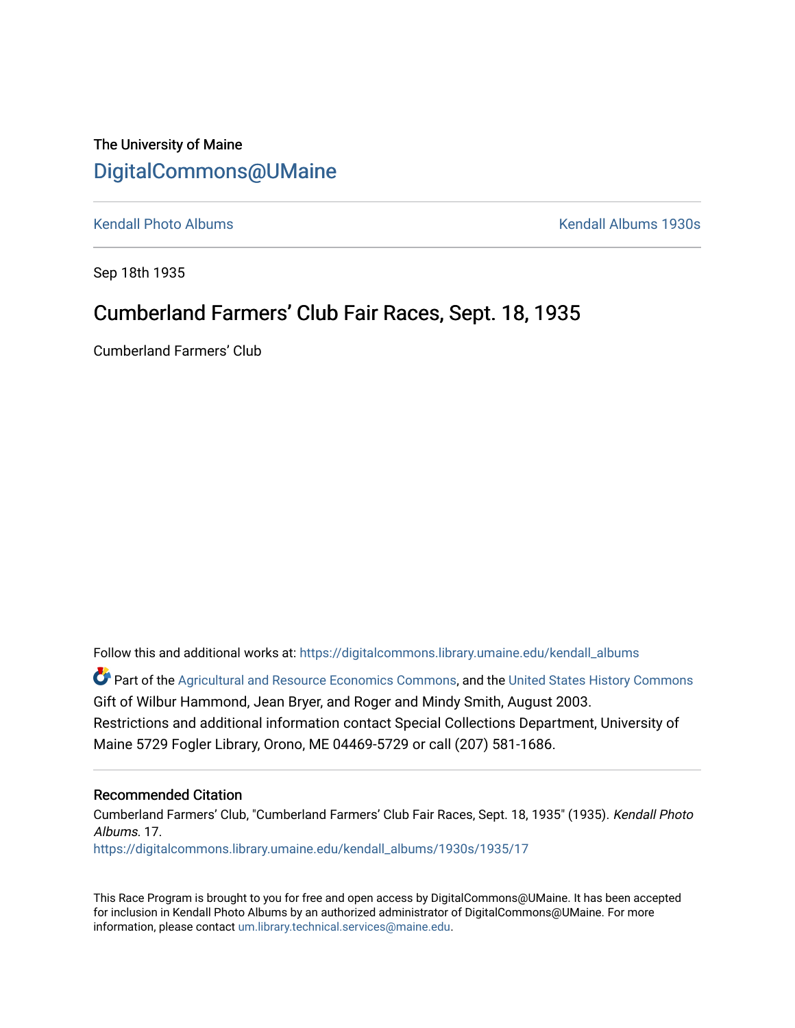The University of Maine

# DigitalCommons@UMaine

Kendall Photo Albums | Kendall Albums 1930s

Sep 18th 1935

## Cumberland Farmers' Club Fair Races, Sept. 18, 1935

Cumberland Farmers' Club

Follow this and additional works at: https://digitalcommons.library.umaine.edu/kendall_albums

Part of the Agricultural and Resource Economics Commons, and the United States History Commons

Gift of Wilbur Hammond, Jean Bryer, and Roger and Mindy Smith, August 2003. Restrictions and additional information contact Special Collections Department, University of Maine 5729 Fogler Library, Orono, ME 04469-5729 or call (207) 581-1686.

### Recommended Citation

Cumberland Farmers' Club, "Cumberland Farmers' Club Fair Races, Sept. 18, 1935" (1935). *Kendall Photo Albums*. 17.
https://digitalcommons.library.umaine.edu/kendall_albums/1930s/1935/17

This Race Program is brought to you for free and open access by DigitalCommons@UMaine. It has been accepted for inclusion in Kendall Photo Albums by an authorized administrator of DigitalCommons@UMaine. For more information, please contact um.library.technical.services@maine.edu.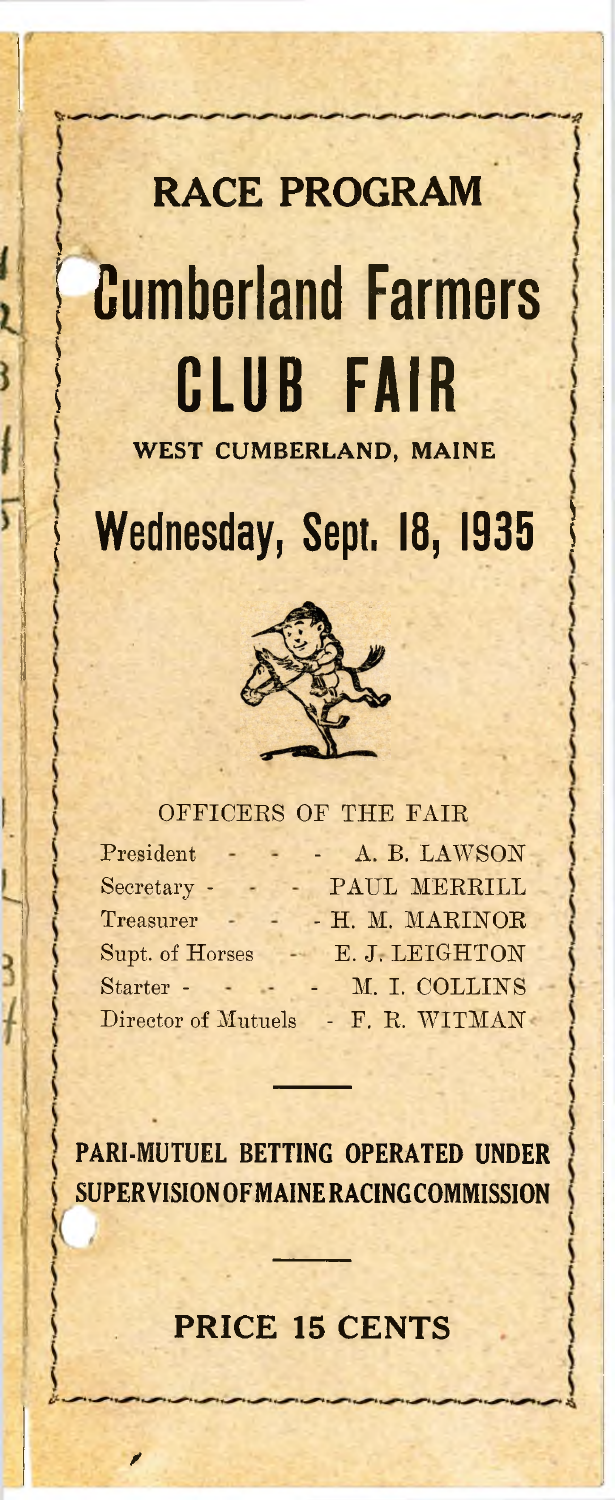# RACE PROGRAM

# Cumberland Farmers CLUB FAIR

## WEST CUMBERLAND, MAINE

## Wednesday, Sept. 18, 1935

OFFICERS OF THE FAIR

| | |
|---|---|
| President | A. B. LAWSON |
| Secretary | PAUL MERRILL |
| Treasurer | H. M. MARINOR |
| Supt. of Horses | E. J. LEIGHTON |
| Starter | M. I. COLLINS |
| Director of Mutuels | F. R. WITMAN |

**PARI-MUTUEL BETTING OPERATED UNDER SUPERVISION OF MAINE RACING COMMISSION**

**PRICE 15 CENTS**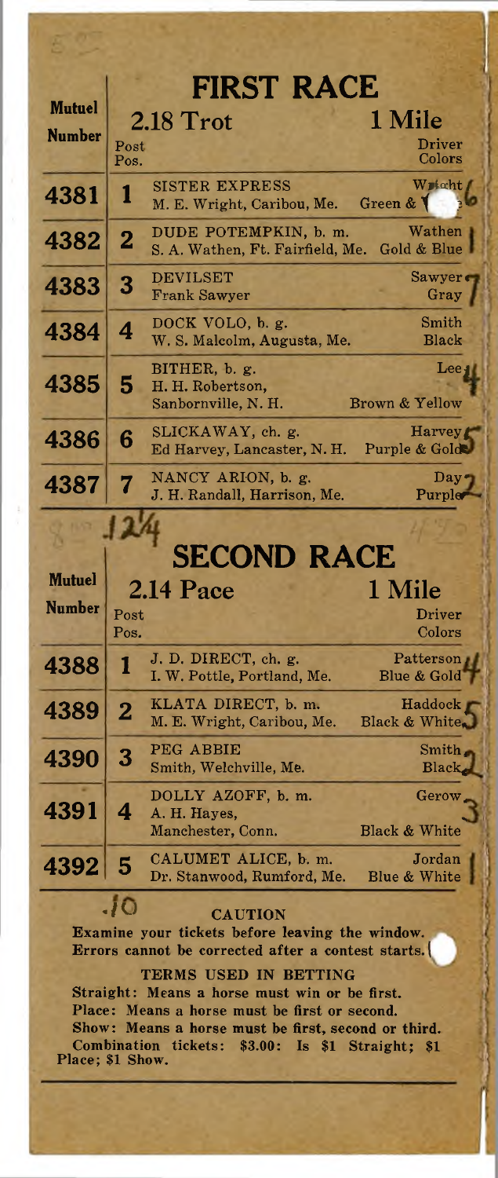# FIRST RACE

## 2.18 Trot — 1 Mile

| Mutuel Number | Post Pos. | | Driver Colors |
|---|---|---|---|
| 4381 | 1 | SISTER EXPRESS<br>M. E. Wright, Caribou, Me. | Wright<br>Green & |
| 4382 | 2 | DUDE POTEMPKIN, b. m.<br>S. A. Wathen, Ft. Fairfield, Me. | Wathen<br>Gold & Blue |
| 4383 | 3 | DEVILSET<br>Frank Sawyer | Sawyer<br>Gray |
| 4384 | 4 | DOCK VOLO, b. g.<br>W. S. Malcolm, Augusta, Me. | Smith<br>Black |
| 4385 | 5 | BITHER, b. g.<br>H. H. Robertson,<br>Sanbornville, N. H. | Lee<br>Brown & Yellow |
| 4386 | 6 | SLICKAWAY, ch. g.<br>Ed Harvey, Lancaster, N. H. | Harvey<br>Purple & Gold |
| 4387 | 7 | NANCY ARION, b. g.<br>J. H. Randall, Harrison, Me. | Day<br>Purple |

# SECOND RACE

## 2.14 Pace — 1 Mile

| Mutuel Number | Post Pos. | | Driver Colors |
|---|---|---|---|
| 4388 | 1 | J. D. DIRECT, ch. g.<br>I. W. Pottle, Portland, Me. | Patterson<br>Blue & Gold |
| 4389 | 2 | KLATA DIRECT, b. m.<br>M. E. Wright, Caribou, Me. | Haddock<br>Black & White |
| 4390 | 3 | PEG ABBIE<br>Smith, Welchville, Me. | Smith<br>Black |
| 4391 | 4 | DOLLY AZOFF, b. m.<br>A. H. Hayes,<br>Manchester, Conn. | Gerow<br>Black & White |
| 4392 | 5 | CALUMET ALICE, b. m.<br>Dr. Stanwood, Rumford, Me. | Jordan<br>Blue & White |

**CAUTION**

**Examine your tickets before leaving the window. Errors cannot be corrected after a contest starts.**

**TERMS USED IN BETTING**

**Straight: Means a horse must win or be first.**
**Place: Means a horse must be first or second.**
**Show: Means a horse must be first, second or third.**
**Combination tickets: $3.00: Is $1 Straight; $1 Place; $1 Show.**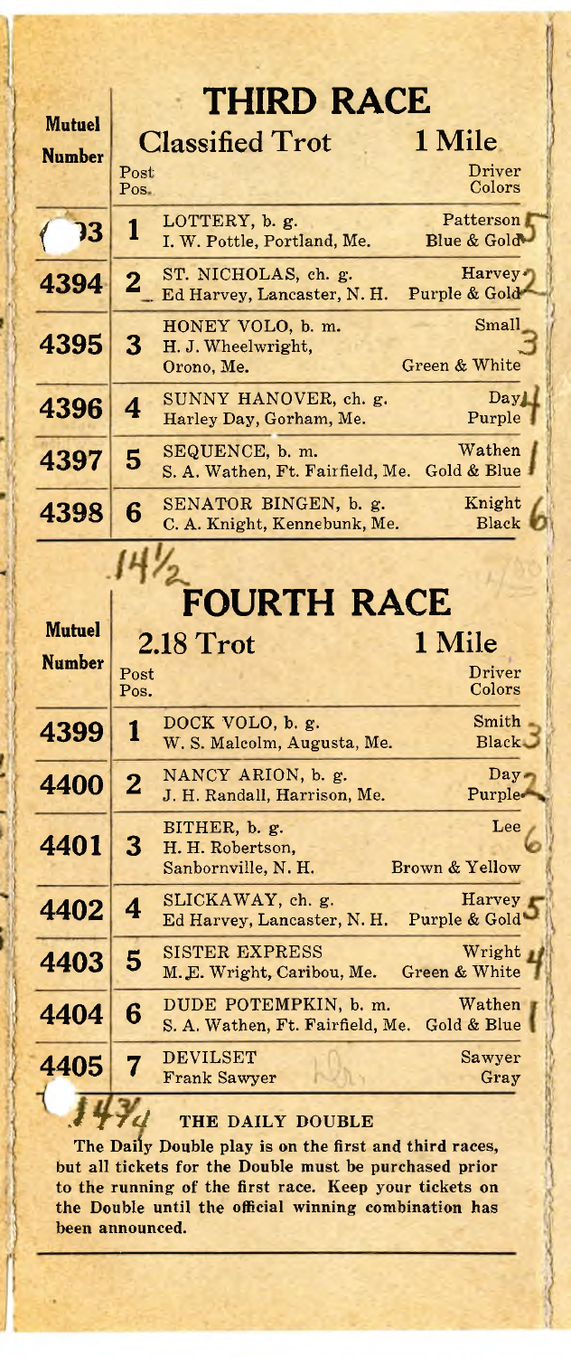## THIRD RACE

**Classified Trot** — **1 Mile**

| Mutuel Number | Post Pos. | | Driver Colors |
|---|---|---|---|
| 3 | 1 | LOTTERY, b. g. I. W. Pottle, Portland, Me. | Patterson Blue & Gold 5 |
| 4394 | 2 | ST. NICHOLAS, ch. g. Ed Harvey, Lancaster, N. H. | Harvey Purple & Gold 2 |
| 4395 | 3 | HONEY VOLO, b. m. H. J. Wheelwright, Orono, Me. | Small Green & White 3 |
| 4396 | 4 | SUNNY HANOVER, ch. g. Harley Day, Gorham, Me. | Day Purple 4 |
| 4397 | 5 | SEQUENCE, b. m. S. A. Wathen, Ft. Fairfield, Me. | Wathen Gold & Blue 1 |
| 4398 | 6 | SENATOR BINGEN, b. g. C. A. Knight, Kennebunk, Me. | Knight Black 6 |

14½

## FOURTH RACE

**2.18 Trot** — **1 Mile**

| Mutuel Number | Post Pos. | | Driver Colors |
|---|---|---|---|
| 4399 | 1 | DOCK VOLO, b. g. W. S. Malcolm, Augusta, Me. | Smith Black 3 |
| 4400 | 2 | NANCY ARION, b. g. J. H. Randall, Harrison, Me. | Day Purple 2 |
| 4401 | 3 | BITHER, b. g. H. H. Robertson, Sanbornville, N. H. | Lee Brown & Yellow 6 |
| 4402 | 4 | SLICKAWAY, ch. g. Ed Harvey, Lancaster, N. H. | Harvey Purple & Gold 5 |
| 4403 | 5 | SISTER EXPRESS M. E. Wright, Caribou, Me. | Wright Green & White 4 |
| 4404 | 6 | DUDE POTEMPKIN, b. m. S. A. Wathen, Ft. Fairfield, Me. | Wathen Gold & Blue 1 |
| 4405 | 7 | DEVILSET Frank Sawyer | Sawyer Gray |

14¾

### THE DAILY DOUBLE

The Daily Double play is on the first and third races, but all tickets for the Double must be purchased prior to the running of the first race. Keep your tickets on the Double until the official winning combination has been announced.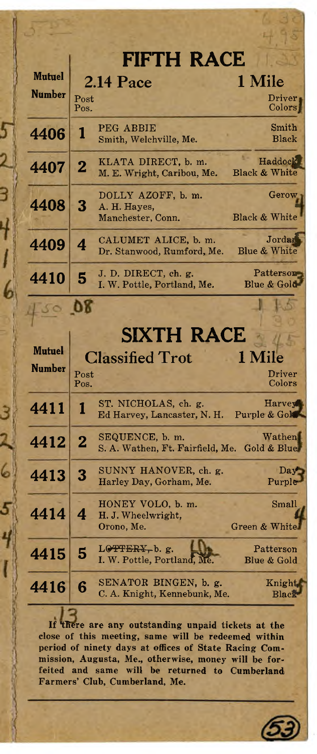## FIFTH RACE

**2.14 Pace** — **1 Mile**

| Mutuel Number | Post Pos. | | Driver Colors |
|---|---|---|---|
| 4406 | 1 | PEG ABBIE<br>Smith, Welchville, Me. | Smith<br>Black |
| 4407 | 2 | KLATA DIRECT, b. m.<br>M. E. Wright, Caribou, Me. | Haddock<br>Black & White |
| 4408 | 3 | DOLLY AZOFF, b. m.<br>A. H. Hayes,<br>Manchester, Conn. | Gerow<br>Black & White |
| 4409 | 4 | CALUMET ALICE, b. m.<br>Dr. Stanwood, Rumford, Me. | Jordan<br>Blue & White |
| 4410 | 5 | J. D. DIRECT, ch. g.<br>I. W. Pottle, Portland, Me. | Patterson<br>Blue & Gold |

## SIXTH RACE

**Classified Trot** — **1 Mile**

| Mutuel Number | Post Pos. | | Driver Colors |
|---|---|---|---|
| 4411 | 1 | ST. NICHOLAS, ch. g.<br>Ed Harvey, Lancaster, N. H. | Harvey<br>Purple & Gold |
| 4412 | 2 | SEQUENCE, b. m.<br>S. A. Wathen, Ft. Fairfield, Me. | Wathen<br>Gold & Blue |
| 4413 | 3 | SUNNY HANOVER, ch. g.<br>Harley Day, Gorham, Me. | Day<br>Purple |
| 4414 | 4 | HONEY VOLO, b. m.<br>H. J. Wheelwright,<br>Orono, Me. | Small<br>Green & White |
| 4415 | 5 | ~~LOTTERY~~, b. g.<br>I. W. Pottle, Portland, Me. | Patterson<br>Blue & Gold |
| 4416 | 6 | SENATOR BINGEN, b. g.<br>C. A. Knight, Kennebunk, Me. | Knight<br>Black |

**If there are any outstanding unpaid tickets at the close of this meeting, same will be redeemed within period of ninety days at offices of State Racing Commission, Augusta, Me., otherwise, money will be forfeited and same will be returned to Cumberland Farmers' Club, Cumberland, Me.**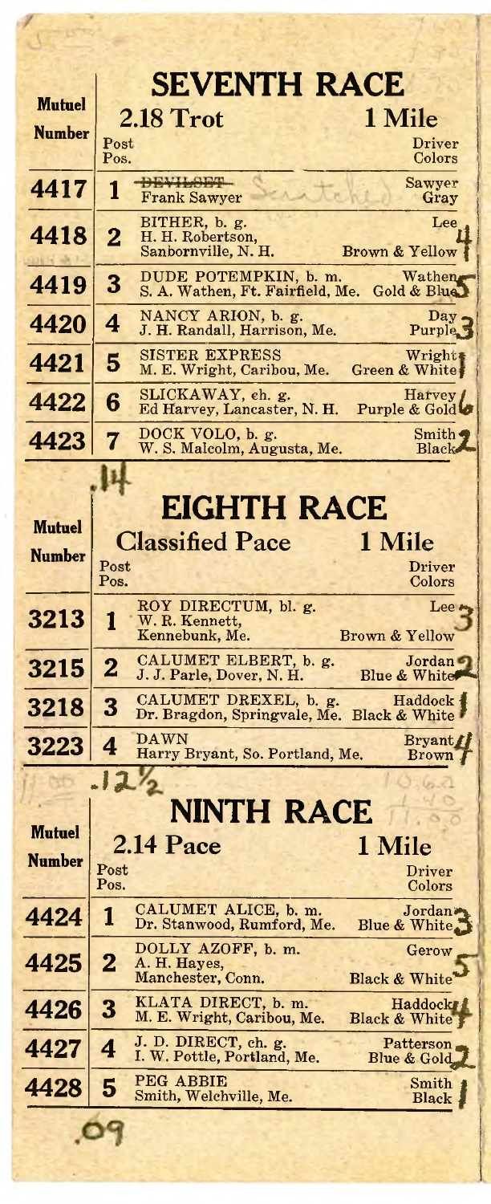# SEVENTH RACE

## 2.18 Trot — 1 Mile

| Mutuel Number | Post Pos. | | Driver Colors |
|---|---|---|---|
| 4417 | 1 | ~~DEVILSET~~ Frank Sawyer Scratched | Sawyer Gray |
| 4418 | 2 | BITHER, b. g. H. H. Robertson, Sanbornville, N. H. | Lee Brown & Yellow 4 1 |
| 4419 | 3 | DUDE POTEMPKIN, b. m. S. A. Wathen, Ft. Fairfield, Me. | Wathen Gold & Blue 5 |
| 4420 | 4 | NANCY ARION, b. g. J. H. Randall, Harrison, Me. | Day Purple 3 |
| 4421 | 5 | SISTER EXPRESS M. E. Wright, Caribou, Me. | Wright Green & White 1 |
| 4422 | 6 | SLICKAWAY, ch. g. Ed Harvey, Lancaster, N. H. | Harvey Purple & Gold 1 6 |
| 4423 | 7 | DOCK VOLO, b. g. W. S. Malcolm, Augusta, Me. | Smith Black 2 |

.14

# EIGHTH RACE

## Classified Pace — 1 Mile

| Mutuel Number | Post Pos. | | Driver Colors |
|---|---|---|---|
| 3213 | 1 | ROY DIRECTUM, bl. g. W. R. Kennett, Kennebunk, Me. | Lee Brown & Yellow 3 |
| 3215 | 2 | CALUMET ELBERT, b. g. J. J. Parle, Dover, N. H. | Jordan Blue & White 2 |
| 3218 | 3 | CALUMET DREXEL, b. g. Dr. Bragdon, Springvale, Me. | Haddock Black & White 1 |
| 3223 | 4 | DAWN Harry Bryant, So. Portland, Me. | Bryant Brown 4 |

.12½

# NINTH RACE

## 2.14 Pace — 1 Mile

| Mutuel Number | Post Pos. | | Driver Colors |
|---|---|---|---|
| 4424 | 1 | CALUMET ALICE, b. m. Dr. Stanwood, Rumford, Me. | Jordan Blue & White 3 |
| 4425 | 2 | DOLLY AZOFF, b. m. A. H. Hayes, Manchester, Conn. | Gerow Black & White 5 |
| 4426 | 3 | KLATA DIRECT, b. m. M. E. Wright, Caribou, Me. | Haddock Black & White 4 |
| 4427 | 4 | J. D. DIRECT, ch. g. I. W. Pottle, Portland, Me. | Patterson Blue & Gold 2 |
| 4428 | 5 | PEG ABBIE Smith, Welchville, Me. | Smith Black 1 |

.09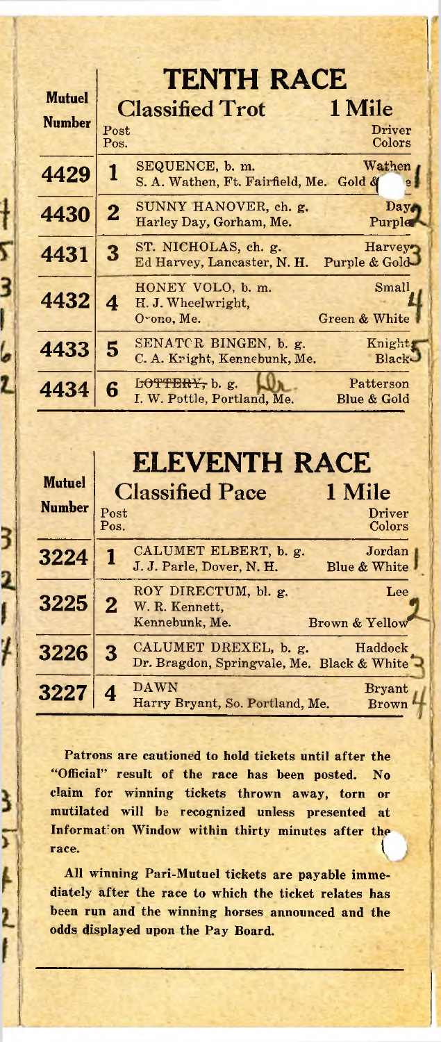## TENTH RACE

### Classified Trot — 1 Mile

| Mutuel Number | Post Pos. | | Driver Colors |
|---|---|---|---|
| 4429 | 1 | SEQUENCE, b. m. S. A. Wathen, Ft. Fairfield, Me. | Wathen Gold & |
| 4430 | 2 | SUNNY HANOVER, ch. g. Harley Day, Gorham, Me. | Day Purple |
| 4431 | 3 | ST. NICHOLAS, ch. g. Ed Harvey, Lancaster, N. H. | Harvey Purple & Gold |
| 4432 | 4 | HONEY VOLO, b. m. H. J. Wheelwright, Orono, Me. | Small Green & White |
| 4433 | 5 | SENATOR BINGEN, b. g. C. A. Knight, Kennebunk, Me. | Knight Black |
| 4434 | 6 | ~~LOTTERY, b. g.~~ I. W. Pottle, Portland, Me. | Patterson Blue & Gold |

## ELEVENTH RACE

### Classified Pace — 1 Mile

| Mutuel Number | Post Pos. | | Driver Colors |
|---|---|---|---|
| 3224 | 1 | CALUMET ELBERT, b. g. J. J. Parle, Dover, N. H. | Jordan Blue & White |
| 3225 | 2 | ROY DIRECTUM, bl. g. W. R. Kennett, Kennebunk, Me. | Lee Brown & Yellow |
| 3226 | 3 | CALUMET DREXEL, b. g. Dr. Bragdon, Springvale, Me. | Haddock Black & White |
| 3227 | 4 | DAWN Harry Bryant, So. Portland, Me. | Bryant Brown |

**Patrons are cautioned to hold tickets until after the "Official" result of the race has been posted. No claim for winning tickets thrown away, torn or mutilated will be recognized unless presented at Information Window within thirty minutes after the race.**

**All winning Pari-Mutuel tickets are payable immediately after the race to which the ticket relates has been run and the winning horses announced and the odds displayed upon the Pay Board.**